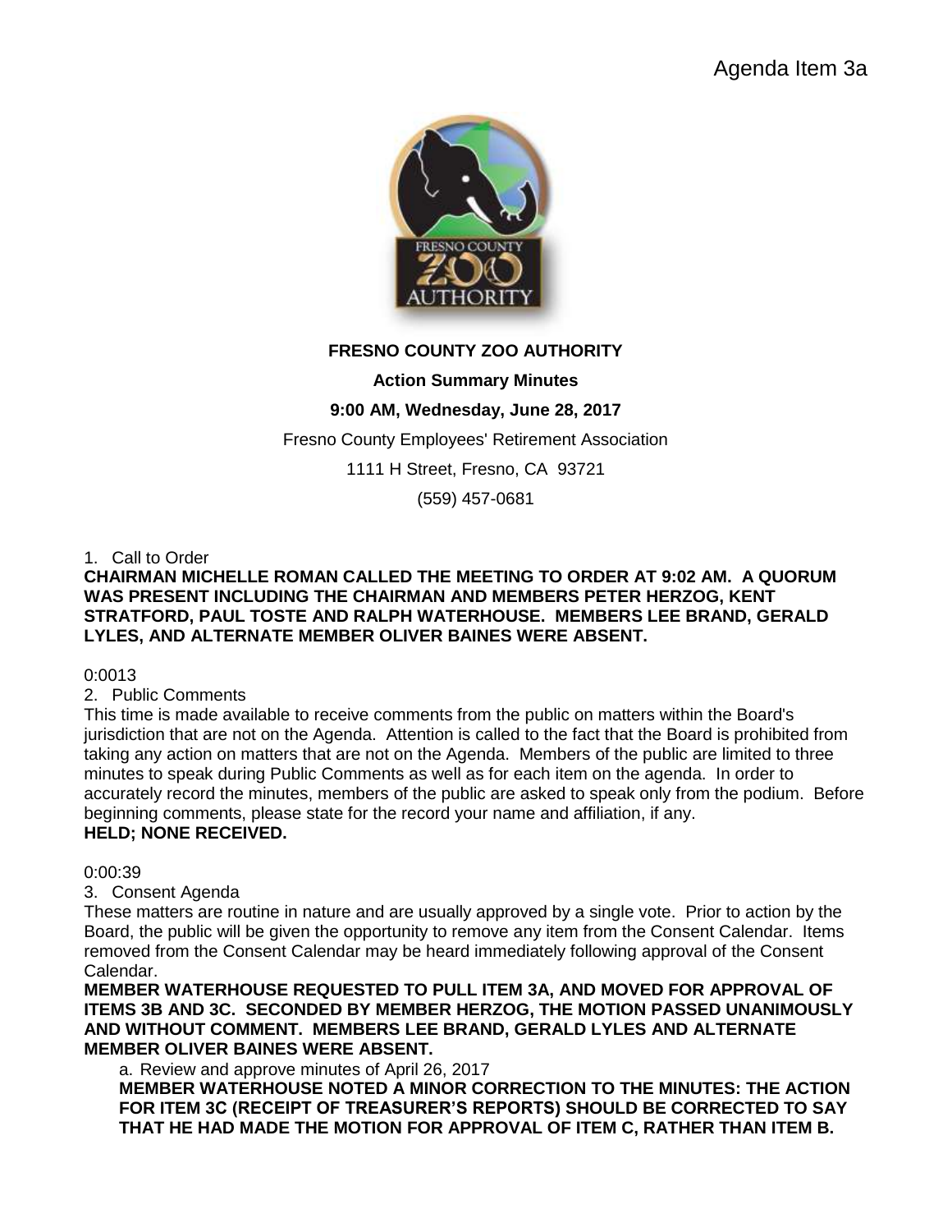Agenda Item 3a

**FRESNO COUNTY ZOO AUTHORITY**

**Action Summary Minutes**

**9:00 AM, Wednesday, June 28, 2017**

Fresno County Employees' Retirement Association

1111 H Street, Fresno, CA 93721

(559) 457-0681

1. Call to Order

**CHAIRMAN MICHELLE ROMAN CALLED THE MEETING TO ORDER AT 9:02 AM. A QUORUM WAS PRESENT INCLUDING THE CHAIRMAN AND MEMBERS PETER HERZOG, KENT STRATFORD, PAUL TOSTE AND RALPH WATERHOUSE. MEMBERS LEE BRAND, GERALD LYLES, AND ALTERNATE MEMBER OLIVER BAINES WERE ABSENT.**

0:0013

2. Public Comments

This time is made available to receive comments from the public on matters within the Board's jurisdiction that are not on the Agenda. Attention is called to the fact that the Board is prohibited from taking any action on matters that are not on the Agenda. Members of the public are limited to three minutes to speak during Public Comments as well as for each item on the agenda. In order to accurately record the minutes, members of the public are asked to speak only from the podium. Before beginning comments, please state for the record your name and affiliation, if any.

**HELD; NONE RECEIVED.**

0:00:39

3. Consent Agenda

These matters are routine in nature and are usually approved by a single vote. Prior to action by the Board, the public will be given the opportunity to remove any item from the Consent Calendar. Items removed from the Consent Calendar may be heard immediately following approval of the Consent Calendar.

**MEMBER WATERHOUSE REQUESTED TO PULL ITEM 3A, AND MOVED FOR APPROVAL OF ITEMS 3B AND 3C. SECONDED BY MEMBER HERZOG, THE MOTION PASSED UNANIMOUSLY AND WITHOUT COMMENT. MEMBERS LEE BRAND, GERALD LYLES AND ALTERNATE MEMBER OLIVER BAINES WERE ABSENT.**

a. Review and approve minutes of April 26, 2017

**MEMBER WATERHOUSE NOTED A MINOR CORRECTION TO THE MINUTES: THE ACTION FOR ITEM 3C (RECEIPT OF TREASURER'S REPORTS) SHOULD BE CORRECTED TO SAY THAT HE HAD MADE THE MOTION FOR APPROVAL OF ITEM C, RATHER THAN ITEM B.**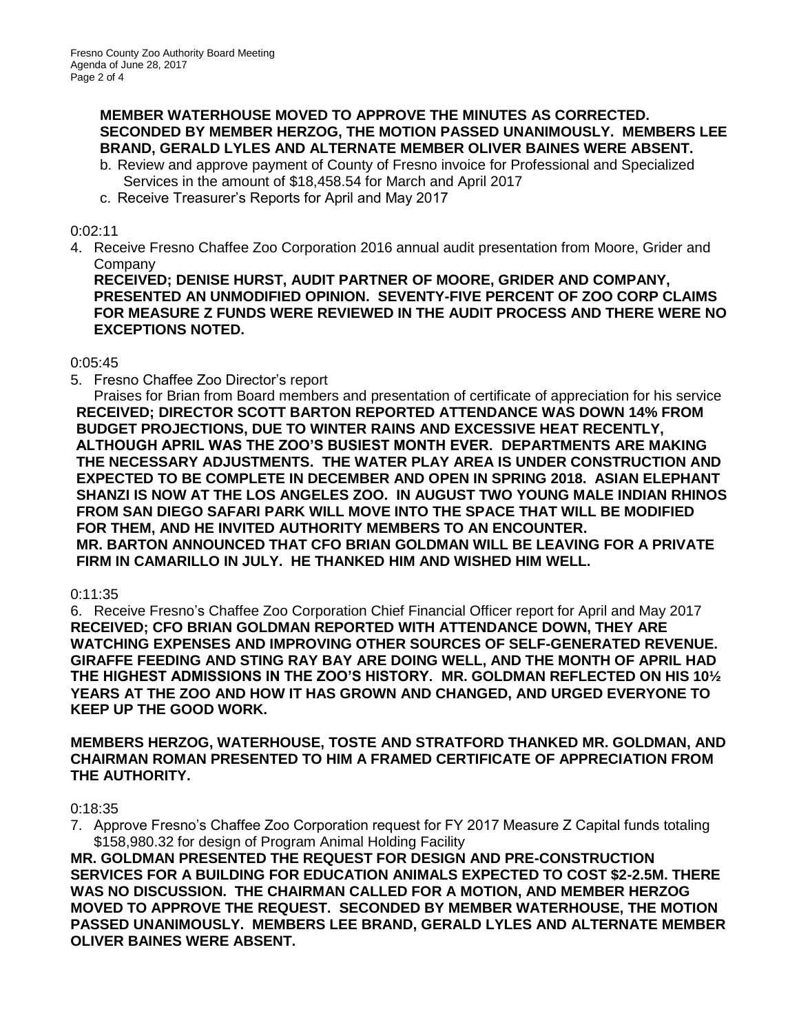**MEMBER WATERHOUSE MOVED TO APPROVE THE MINUTES AS CORRECTED. SECONDED BY MEMBER HERZOG, THE MOTION PASSED UNANIMOUSLY. MEMBERS LEE BRAND, GERALD LYLES AND ALTERNATE MEMBER OLIVER BAINES WERE ABSENT.**

b. Review and approve payment of County of Fresno invoice for Professional and Specialized Services in the amount of $18,458.54 for March and April 2017
c. Receive Treasurer's Reports for April and May 2017

0:02:11

4. Receive Fresno Chaffee Zoo Corporation 2016 annual audit presentation from Moore, Grider and Company
**RECEIVED; DENISE HURST, AUDIT PARTNER OF MOORE, GRIDER AND COMPANY, PRESENTED AN UNMODIFIED OPINION. SEVENTY-FIVE PERCENT OF ZOO CORP CLAIMS FOR MEASURE Z FUNDS WERE REVIEWED IN THE AUDIT PROCESS AND THERE WERE NO EXCEPTIONS NOTED.**

0:05:45

5. Fresno Chaffee Zoo Director's report
Praises for Brian from Board members and presentation of certificate of appreciation for his service
**RECEIVED; DIRECTOR SCOTT BARTON REPORTED ATTENDANCE WAS DOWN 14% FROM BUDGET PROJECTIONS, DUE TO WINTER RAINS AND EXCESSIVE HEAT RECENTLY, ALTHOUGH APRIL WAS THE ZOO'S BUSIEST MONTH EVER. DEPARTMENTS ARE MAKING THE NECESSARY ADJUSTMENTS. THE WATER PLAY AREA IS UNDER CONSTRUCTION AND EXPECTED TO BE COMPLETE IN DECEMBER AND OPEN IN SPRING 2018. ASIAN ELEPHANT SHANZI IS NOW AT THE LOS ANGELES ZOO. IN AUGUST TWO YOUNG MALE INDIAN RHINOS FROM SAN DIEGO SAFARI PARK WILL MOVE INTO THE SPACE THAT WILL BE MODIFIED FOR THEM, AND HE INVITED AUTHORITY MEMBERS TO AN ENCOUNTER.**
**MR. BARTON ANNOUNCED THAT CFO BRIAN GOLDMAN WILL BE LEAVING FOR A PRIVATE FIRM IN CAMARILLO IN JULY. HE THANKED HIM AND WISHED HIM WELL.**

0:11:35

6. Receive Fresno's Chaffee Zoo Corporation Chief Financial Officer report for April and May 2017
**RECEIVED; CFO BRIAN GOLDMAN REPORTED WITH ATTENDANCE DOWN, THEY ARE WATCHING EXPENSES AND IMPROVING OTHER SOURCES OF SELF-GENERATED REVENUE. GIRAFFE FEEDING AND STING RAY BAY ARE DOING WELL, AND THE MONTH OF APRIL HAD THE HIGHEST ADMISSIONS IN THE ZOO'S HISTORY. MR. GOLDMAN REFLECTED ON HIS 10½ YEARS AT THE ZOO AND HOW IT HAS GROWN AND CHANGED, AND URGED EVERYONE TO KEEP UP THE GOOD WORK.**

**MEMBERS HERZOG, WATERHOUSE, TOSTE AND STRATFORD THANKED MR. GOLDMAN, AND CHAIRMAN ROMAN PRESENTED TO HIM A FRAMED CERTIFICATE OF APPRECIATION FROM THE AUTHORITY.**

0:18:35

7. Approve Fresno's Chaffee Zoo Corporation request for FY 2017 Measure Z Capital funds totaling $158,980.32 for design of Program Animal Holding Facility
**MR. GOLDMAN PRESENTED THE REQUEST FOR DESIGN AND PRE-CONSTRUCTION SERVICES FOR A BUILDING FOR EDUCATION ANIMALS EXPECTED TO COST $2-2.5M. THERE WAS NO DISCUSSION. THE CHAIRMAN CALLED FOR A MOTION, AND MEMBER HERZOG MOVED TO APPROVE THE REQUEST. SECONDED BY MEMBER WATERHOUSE, THE MOTION PASSED UNANIMOUSLY. MEMBERS LEE BRAND, GERALD LYLES AND ALTERNATE MEMBER OLIVER BAINES WERE ABSENT.**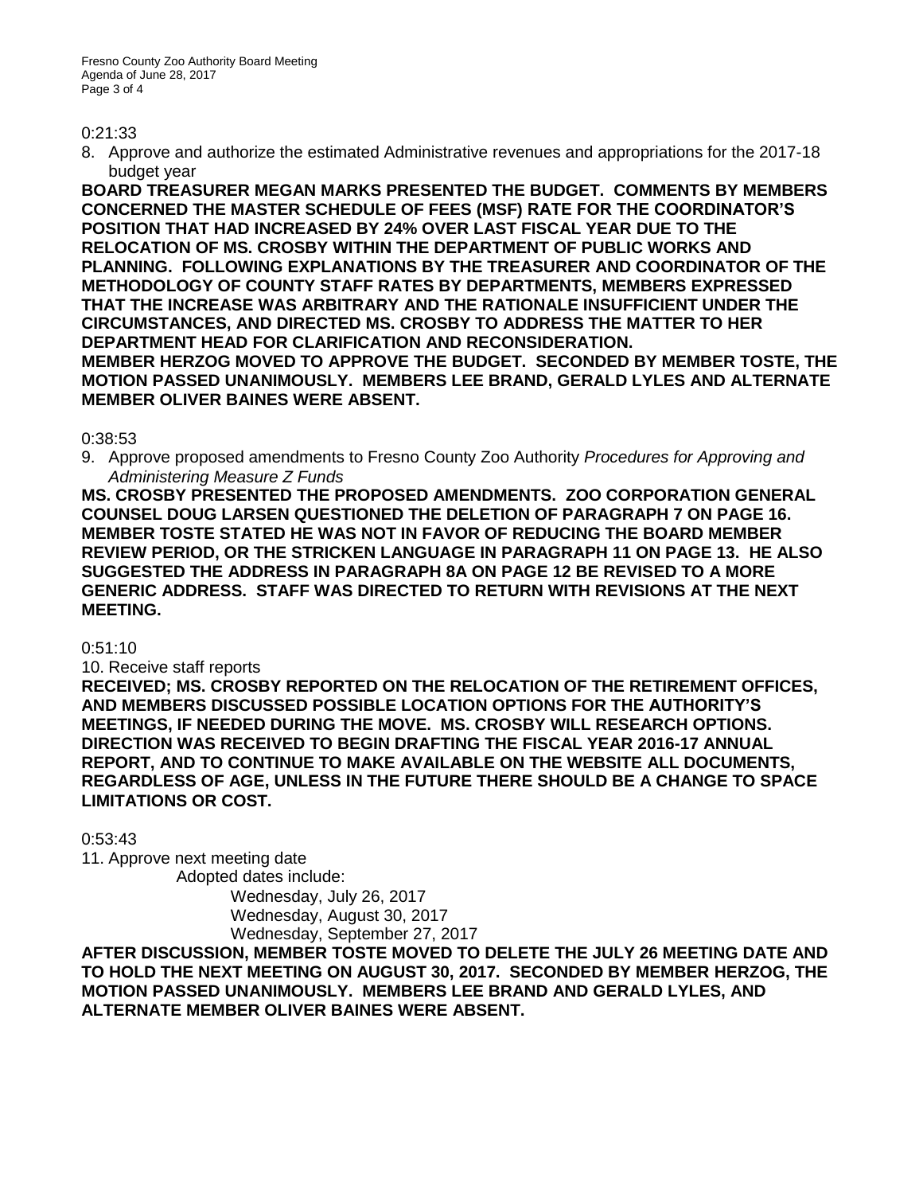0:21:33

8. Approve and authorize the estimated Administrative revenues and appropriations for the 2017-18 budget year

**BOARD TREASURER MEGAN MARKS PRESENTED THE BUDGET. COMMENTS BY MEMBERS CONCERNED THE MASTER SCHEDULE OF FEES (MSF) RATE FOR THE COORDINATOR'S POSITION THAT HAD INCREASED BY 24% OVER LAST FISCAL YEAR DUE TO THE RELOCATION OF MS. CROSBY WITHIN THE DEPARTMENT OF PUBLIC WORKS AND PLANNING. FOLLOWING EXPLANATIONS BY THE TREASURER AND COORDINATOR OF THE METHODOLOGY OF COUNTY STAFF RATES BY DEPARTMENTS, MEMBERS EXPRESSED THAT THE INCREASE WAS ARBITRARY AND THE RATIONALE INSUFFICIENT UNDER THE CIRCUMSTANCES, AND DIRECTED MS. CROSBY TO ADDRESS THE MATTER TO HER DEPARTMENT HEAD FOR CLARIFICATION AND RECONSIDERATION.**
**MEMBER HERZOG MOVED TO APPROVE THE BUDGET. SECONDED BY MEMBER TOSTE, THE MOTION PASSED UNANIMOUSLY. MEMBERS LEE BRAND, GERALD LYLES AND ALTERNATE MEMBER OLIVER BAINES WERE ABSENT.**

0:38:53

9. Approve proposed amendments to Fresno County Zoo Authority *Procedures for Approving and Administering Measure Z Funds*

**MS. CROSBY PRESENTED THE PROPOSED AMENDMENTS. ZOO CORPORATION GENERAL COUNSEL DOUG LARSEN QUESTIONED THE DELETION OF PARAGRAPH 7 ON PAGE 16. MEMBER TOSTE STATED HE WAS NOT IN FAVOR OF REDUCING THE BOARD MEMBER REVIEW PERIOD, OR THE STRICKEN LANGUAGE IN PARAGRAPH 11 ON PAGE 13. HE ALSO SUGGESTED THE ADDRESS IN PARAGRAPH 8A ON PAGE 12 BE REVISED TO A MORE GENERIC ADDRESS. STAFF WAS DIRECTED TO RETURN WITH REVISIONS AT THE NEXT MEETING.**

0:51:10

10. Receive staff reports

**RECEIVED; MS. CROSBY REPORTED ON THE RELOCATION OF THE RETIREMENT OFFICES, AND MEMBERS DISCUSSED POSSIBLE LOCATION OPTIONS FOR THE AUTHORITY'S MEETINGS, IF NEEDED DURING THE MOVE. MS. CROSBY WILL RESEARCH OPTIONS. DIRECTION WAS RECEIVED TO BEGIN DRAFTING THE FISCAL YEAR 2016-17 ANNUAL REPORT, AND TO CONTINUE TO MAKE AVAILABLE ON THE WEBSITE ALL DOCUMENTS, REGARDLESS OF AGE, UNLESS IN THE FUTURE THERE SHOULD BE A CHANGE TO SPACE LIMITATIONS OR COST.**

0:53:43

11. Approve next meeting date

Adopted dates include:

Wednesday, July 26, 2017
Wednesday, August 30, 2017
Wednesday, September 27, 2017

**AFTER DISCUSSION, MEMBER TOSTE MOVED TO DELETE THE JULY 26 MEETING DATE AND TO HOLD THE NEXT MEETING ON AUGUST 30, 2017. SECONDED BY MEMBER HERZOG, THE MOTION PASSED UNANIMOUSLY. MEMBERS LEE BRAND AND GERALD LYLES, AND ALTERNATE MEMBER OLIVER BAINES WERE ABSENT.**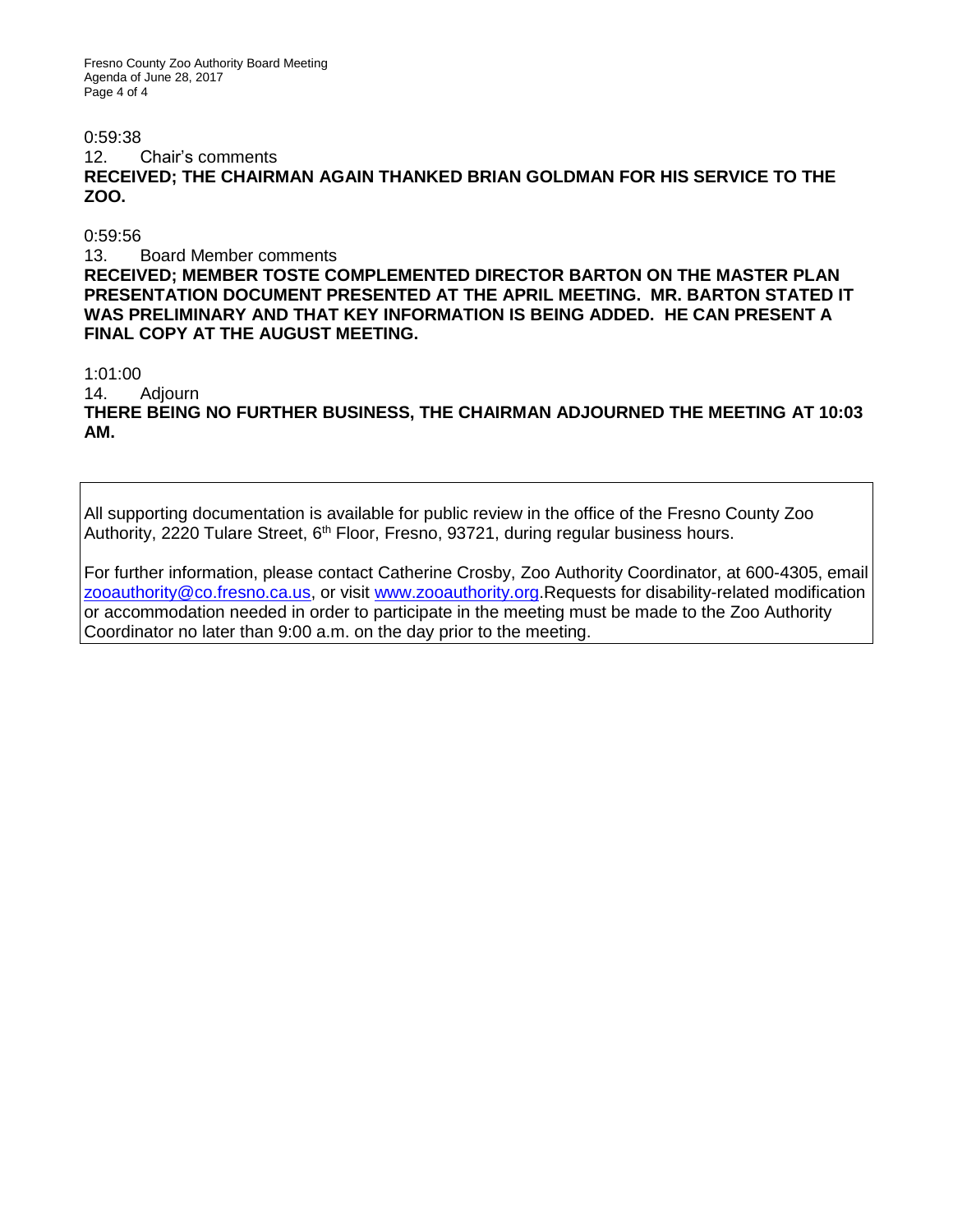0:59:38

12. Chair's comments

**RECEIVED; THE CHAIRMAN AGAIN THANKED BRIAN GOLDMAN FOR HIS SERVICE TO THE ZOO.**

0:59:56

13. Board Member comments

**RECEIVED; MEMBER TOSTE COMPLEMENTED DIRECTOR BARTON ON THE MASTER PLAN PRESENTATION DOCUMENT PRESENTED AT THE APRIL MEETING. MR. BARTON STATED IT WAS PRELIMINARY AND THAT KEY INFORMATION IS BEING ADDED. HE CAN PRESENT A FINAL COPY AT THE AUGUST MEETING.**

1:01:00

14. Adjourn

**THERE BEING NO FURTHER BUSINESS, THE CHAIRMAN ADJOURNED THE MEETING AT 10:03 AM.**

All supporting documentation is available for public review in the office of the Fresno County Zoo Authority, 2220 Tulare Street, 6th Floor, Fresno, 93721, during regular business hours.

For further information, please contact Catherine Crosby, Zoo Authority Coordinator, at 600-4305, email zooauthority@co.fresno.ca.us, or visit www.zooauthority.org.Requests for disability-related modification or accommodation needed in order to participate in the meeting must be made to the Zoo Authority Coordinator no later than 9:00 a.m. on the day prior to the meeting.